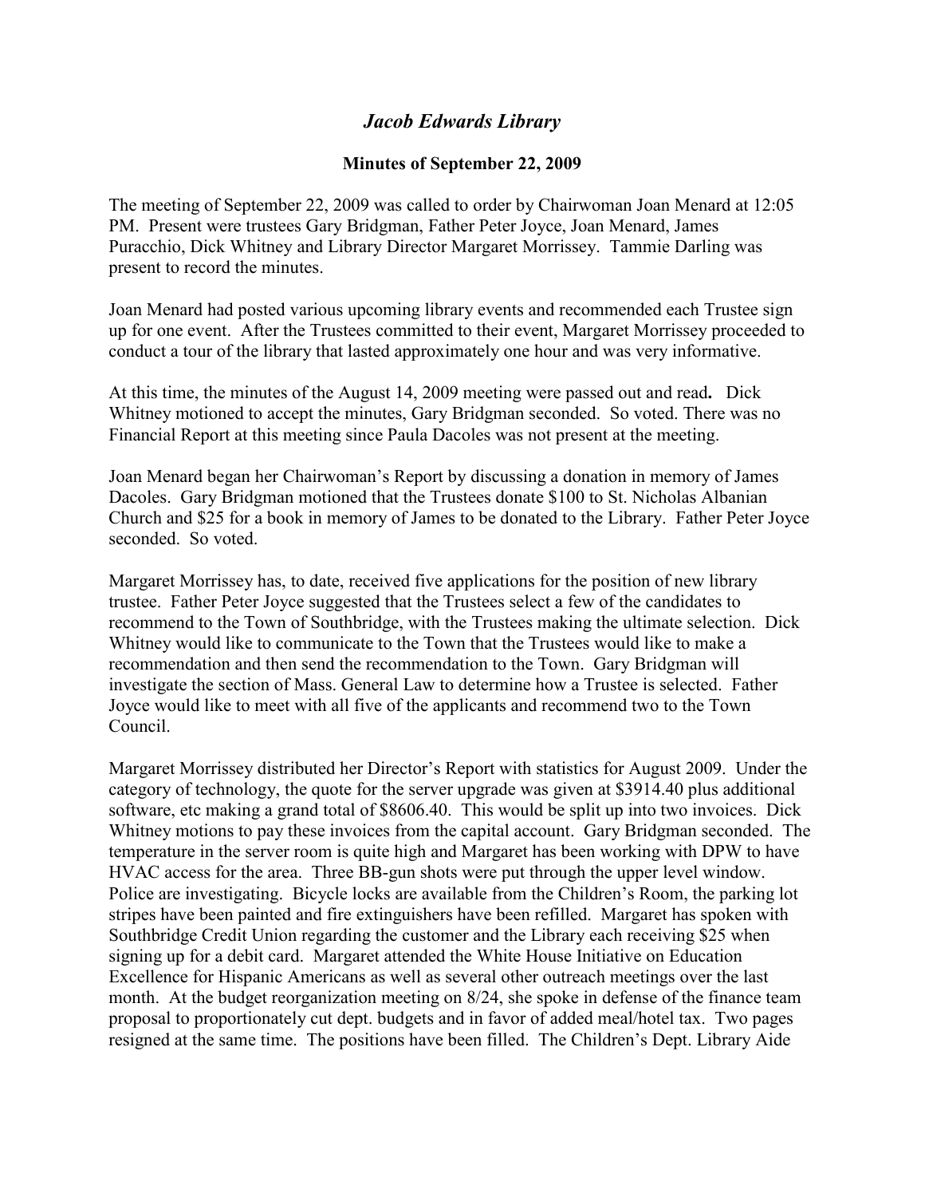# *Jacob Edwards Library*

## Minutes of September 22, 2009

The meeting of September 22, 2009 was called to order by Chairwoman Joan Menard at 12:05 PM. Present were trustees Gary Bridgman, Father Peter Joyce, Joan Menard, James Puracchio, Dick Whitney and Library Director Margaret Morrissey. Tammie Darling was present to record the minutes.

Joan Menard had posted various upcoming library events and recommended each Trustee sign up for one event. After the Trustees committed to their event, Margaret Morrissey proceeded to conduct a tour of the library that lasted approximately one hour and was very informative.

At this time, the minutes of the August 14, 2009 meeting were passed out and read**.** Dick Whitney motioned to accept the minutes, Gary Bridgman seconded. So voted. There was no Financial Report at this meeting since Paula Dacoles was not present at the meeting.

Joan Menard began her Chairwoman's Report by discussing a donation in memory of James Dacoles. Gary Bridgman motioned that the Trustees donate $100 to St. Nicholas Albanian Church and $25 for a book in memory of James to be donated to the Library. Father Peter Joyce seconded. So voted.

Margaret Morrissey has, to date, received five applications for the position of new library trustee. Father Peter Joyce suggested that the Trustees select a few of the candidates to recommend to the Town of Southbridge, with the Trustees making the ultimate selection. Dick Whitney would like to communicate to the Town that the Trustees would like to make a recommendation and then send the recommendation to the Town. Gary Bridgman will investigate the section of Mass. General Law to determine how a Trustee is selected. Father Joyce would like to meet with all five of the applicants and recommend two to the Town Council.

Margaret Morrissey distributed her Director's Report with statistics for August 2009. Under the category of technology, the quote for the server upgrade was given at $3914.40 plus additional software, etc making a grand total of $8606.40. This would be split up into two invoices. Dick Whitney motions to pay these invoices from the capital account. Gary Bridgman seconded. The temperature in the server room is quite high and Margaret has been working with DPW to have HVAC access for the area. Three BB-gun shots were put through the upper level window. Police are investigating. Bicycle locks are available from the Children's Room, the parking lot stripes have been painted and fire extinguishers have been refilled. Margaret has spoken with Southbridge Credit Union regarding the customer and the Library each receiving $25 when signing up for a debit card. Margaret attended the White House Initiative on Education Excellence for Hispanic Americans as well as several other outreach meetings over the last month. At the budget reorganization meeting on 8/24, she spoke in defense of the finance team proposal to proportionately cut dept. budgets and in favor of added meal/hotel tax. Two pages resigned at the same time. The positions have been filled. The Children's Dept. Library Aide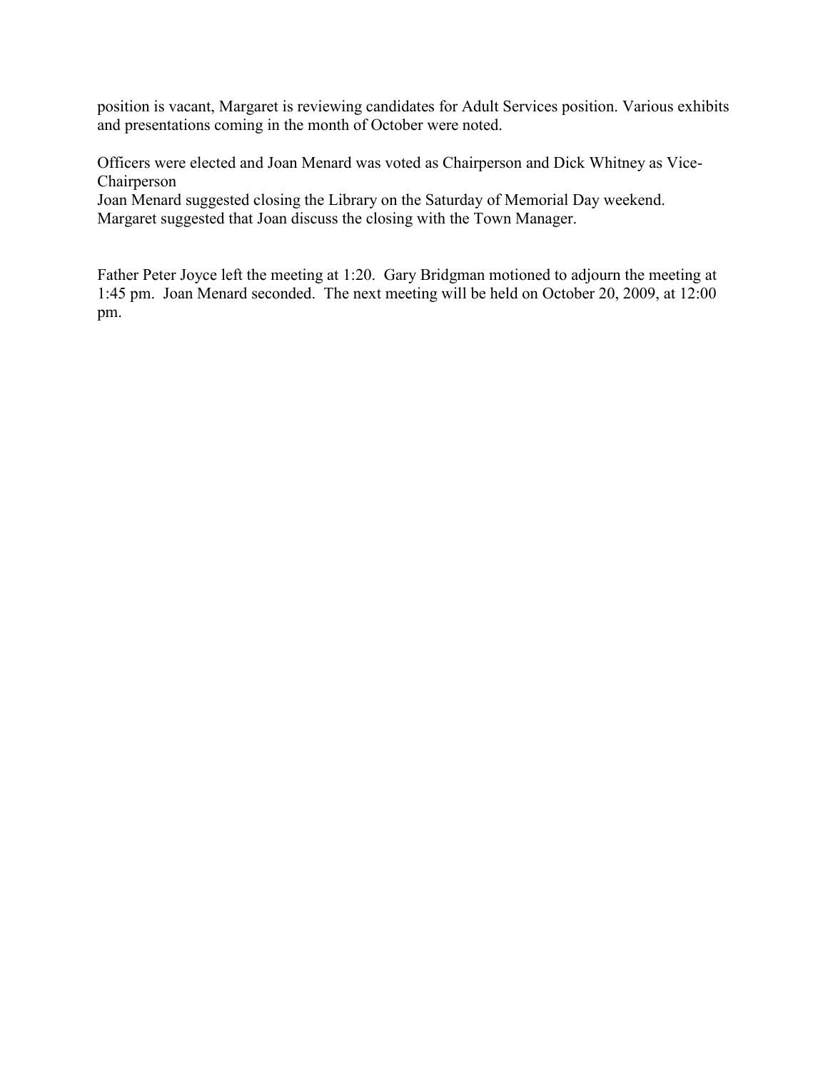position is vacant, Margaret is reviewing candidates for Adult Services position. Various exhibits and presentations coming in the month of October were noted.

Officers were elected and Joan Menard was voted as Chairperson and Dick Whitney as Vice-Chairperson
Joan Menard suggested closing the Library on the Saturday of Memorial Day weekend. Margaret suggested that Joan discuss the closing with the Town Manager.

Father Peter Joyce left the meeting at 1:20. Gary Bridgman motioned to adjourn the meeting at 1:45 pm. Joan Menard seconded. The next meeting will be held on October 20, 2009, at 12:00 pm.